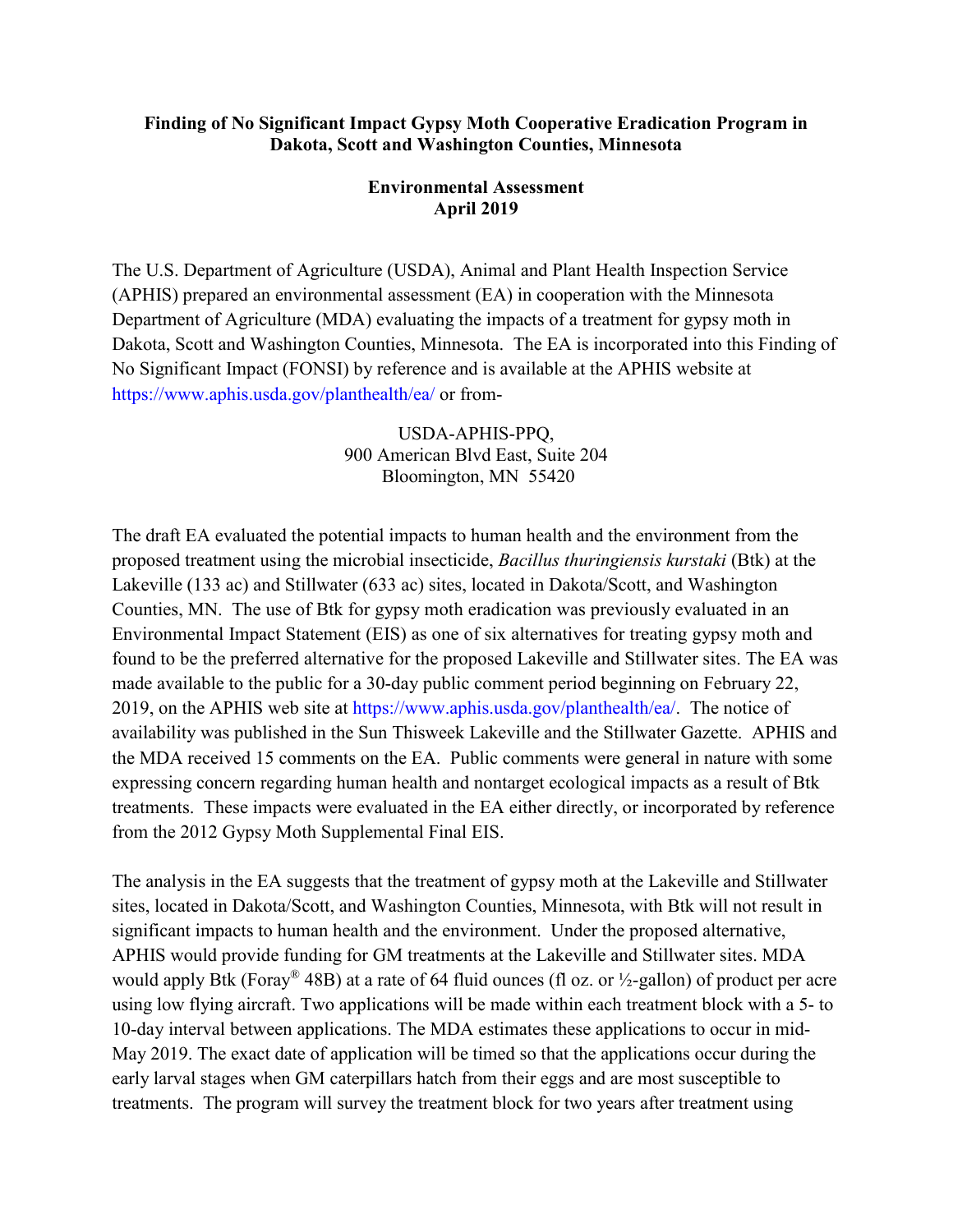**Finding of No Significant Impact Gypsy Moth Cooperative Eradication Program in Dakota, Scott and Washington Counties, Minnesota**

**Environmental Assessment**
**April 2019**

The U.S. Department of Agriculture (USDA), Animal and Plant Health Inspection Service (APHIS) prepared an environmental assessment (EA) in cooperation with the Minnesota Department of Agriculture (MDA) evaluating the impacts of a treatment for gypsy moth in Dakota, Scott and Washington Counties, Minnesota. The EA is incorporated into this Finding of No Significant Impact (FONSI) by reference and is available at the APHIS website at https://www.aphis.usda.gov/planthealth/ea/ or from-

USDA-APHIS-PPQ,
900 American Blvd East, Suite 204
Bloomington, MN 55420

The draft EA evaluated the potential impacts to human health and the environment from the proposed treatment using the microbial insecticide, *Bacillus thuringiensis kurstaki* (Btk) at the Lakeville (133 ac) and Stillwater (633 ac) sites, located in Dakota/Scott, and Washington Counties, MN. The use of Btk for gypsy moth eradication was previously evaluated in an Environmental Impact Statement (EIS) as one of six alternatives for treating gypsy moth and found to be the preferred alternative for the proposed Lakeville and Stillwater sites. The EA was made available to the public for a 30-day public comment period beginning on February 22, 2019, on the APHIS web site at https://www.aphis.usda.gov/planthealth/ea/. The notice of availability was published in the Sun Thisweek Lakeville and the Stillwater Gazette. APHIS and the MDA received 15 comments on the EA. Public comments were general in nature with some expressing concern regarding human health and nontarget ecological impacts as a result of Btk treatments. These impacts were evaluated in the EA either directly, or incorporated by reference from the 2012 Gypsy Moth Supplemental Final EIS.

The analysis in the EA suggests that the treatment of gypsy moth at the Lakeville and Stillwater sites, located in Dakota/Scott, and Washington Counties, Minnesota, with Btk will not result in significant impacts to human health and the environment. Under the proposed alternative, APHIS would provide funding for GM treatments at the Lakeville and Stillwater sites. MDA would apply Btk (Foray® 48B) at a rate of 64 fluid ounces (fl oz. or ½-gallon) of product per acre using low flying aircraft. Two applications will be made within each treatment block with a 5- to 10-day interval between applications. The MDA estimates these applications to occur in mid-May 2019. The exact date of application will be timed so that the applications occur during the early larval stages when GM caterpillars hatch from their eggs and are most susceptible to treatments. The program will survey the treatment block for two years after treatment using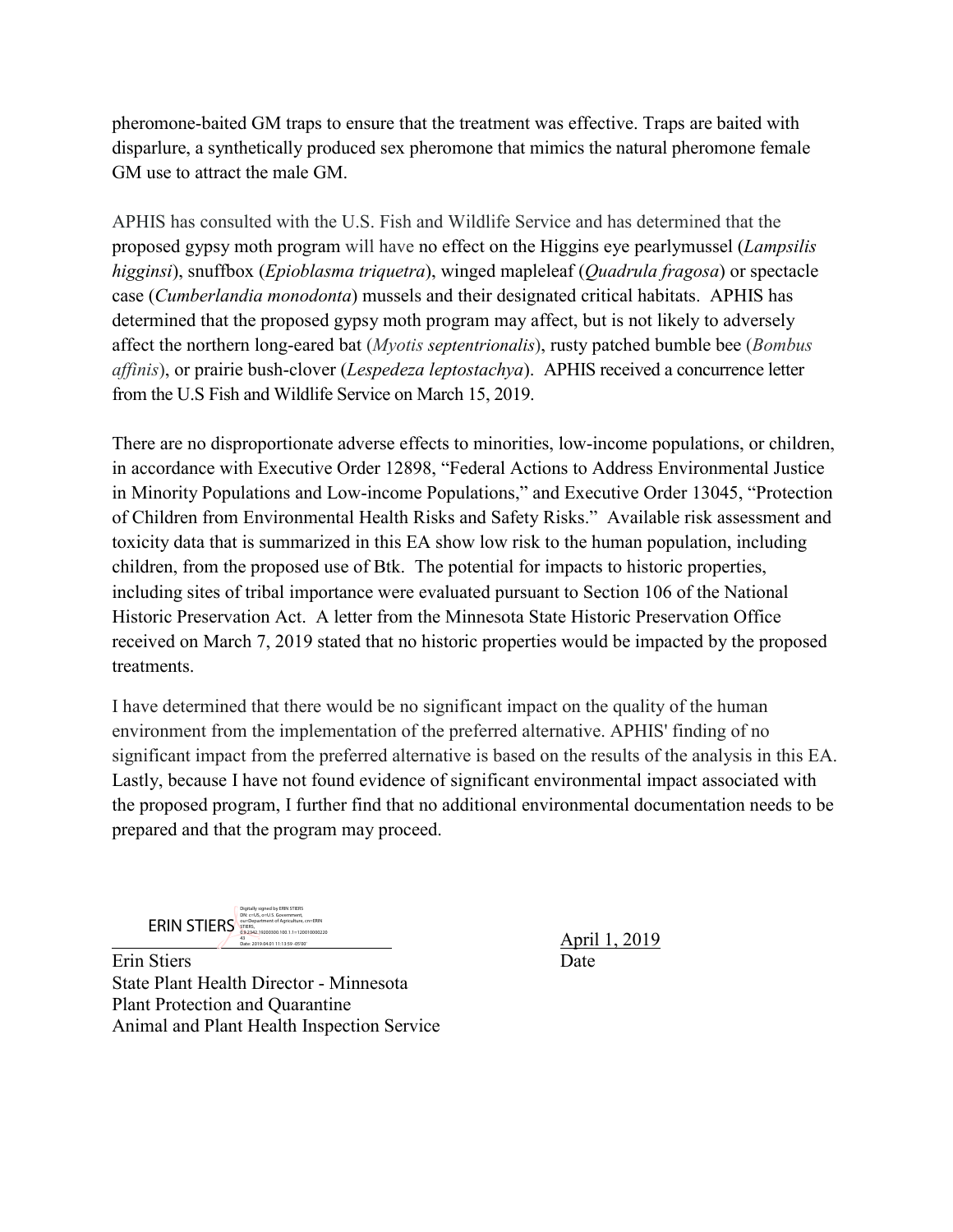pheromone-baited GM traps to ensure that the treatment was effective. Traps are baited with disparlure, a synthetically produced sex pheromone that mimics the natural pheromone female GM use to attract the male GM.

APHIS has consulted with the U.S. Fish and Wildlife Service and has determined that the proposed gypsy moth program will have no effect on the Higgins eye pearlymussel (*Lampsilis higginsi*), snuffbox (*Epioblasma triquetra*), winged mapleleaf (*Quadrula fragosa*) or spectacle case (*Cumberlandia monodonta*) mussels and their designated critical habitats. APHIS has determined that the proposed gypsy moth program may affect, but is not likely to adversely affect the northern long-eared bat (*Myotis septentrionalis*), rusty patched bumble bee (*Bombus affinis*), or prairie bush-clover (*Lespedeza leptostachya*). APHIS received a concurrence letter from the U.S Fish and Wildlife Service on March 15, 2019.

There are no disproportionate adverse effects to minorities, low-income populations, or children, in accordance with Executive Order 12898, "Federal Actions to Address Environmental Justice in Minority Populations and Low-income Populations," and Executive Order 13045, "Protection of Children from Environmental Health Risks and Safety Risks." Available risk assessment and toxicity data that is summarized in this EA show low risk to the human population, including children, from the proposed use of Btk. The potential for impacts to historic properties, including sites of tribal importance were evaluated pursuant to Section 106 of the National Historic Preservation Act. A letter from the Minnesota State Historic Preservation Office received on March 7, 2019 stated that no historic properties would be impacted by the proposed treatments.

I have determined that there would be no significant impact on the quality of the human environment from the implementation of the preferred alternative. APHIS' finding of no significant impact from the preferred alternative is based on the results of the analysis in this EA. Lastly, because I have not found evidence of significant environmental impact associated with the proposed program, I further find that no additional environmental documentation needs to be prepared and that the program may proceed.

ERIN STIERS
Digitally signed by ERIN STIERS
DN: c=US, o=U.S. Government, ou=Department of Agriculture, cn=ERIN STIERS, 0.9.2342.19200300.100.1.1=12001000022043
Date: 2019.04.01 11:13:59 -05'00'

Erin Stiers
State Plant Health Director - Minnesota
Plant Protection and Quarantine
Animal and Plant Health Inspection Service

April 1, 2019
Date